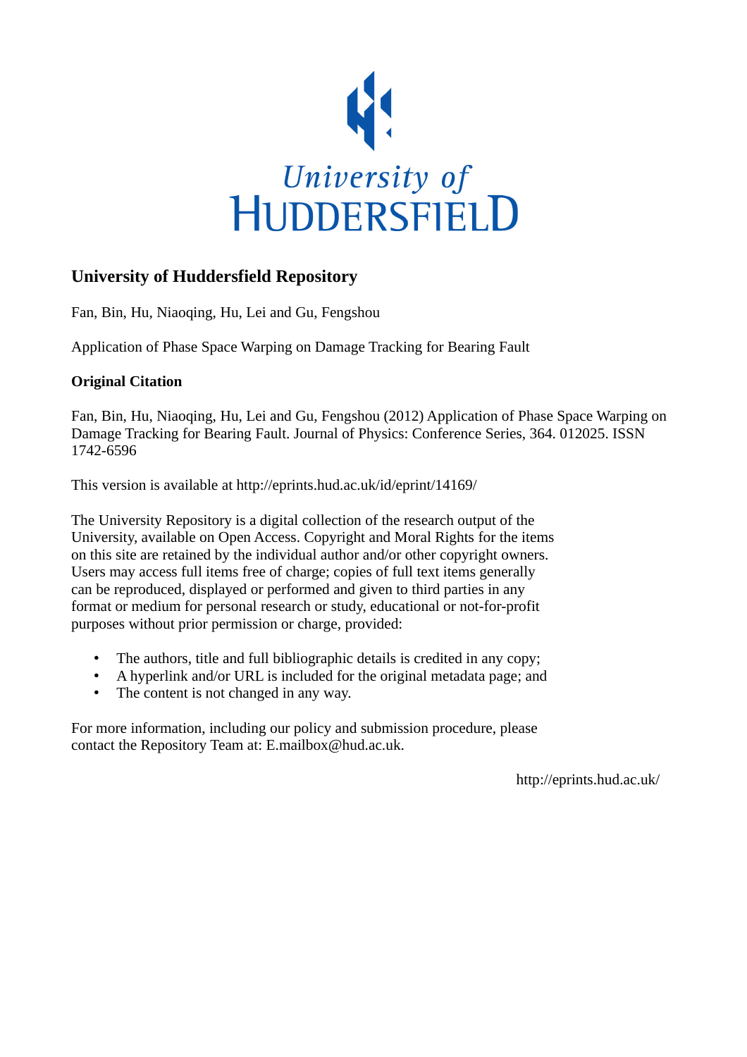University of HUDDERSFIELD

## University of Huddersfield Repository

Fan, Bin, Hu, Niaoqing, Hu, Lei and Gu, Fengshou

Application of Phase Space Warping on Damage Tracking for Bearing Fault

### Original Citation

Fan, Bin, Hu, Niaoqing, Hu, Lei and Gu, Fengshou (2012) Application of Phase Space Warping on Damage Tracking for Bearing Fault. Journal of Physics: Conference Series, 364. 012025. ISSN 1742-6596

This version is available at http://eprints.hud.ac.uk/id/eprint/14169/

The University Repository is a digital collection of the research output of the University, available on Open Access. Copyright and Moral Rights for the items on this site are retained by the individual author and/or other copyright owners. Users may access full items free of charge; copies of full text items generally can be reproduced, displayed or performed and given to third parties in any format or medium for personal research or study, educational or not-for-profit purposes without prior permission or charge, provided:

- The authors, title and full bibliographic details is credited in any copy;
- A hyperlink and/or URL is included for the original metadata page; and
- The content is not changed in any way.

For more information, including our policy and submission procedure, please contact the Repository Team at: E.mailbox@hud.ac.uk.

http://eprints.hud.ac.uk/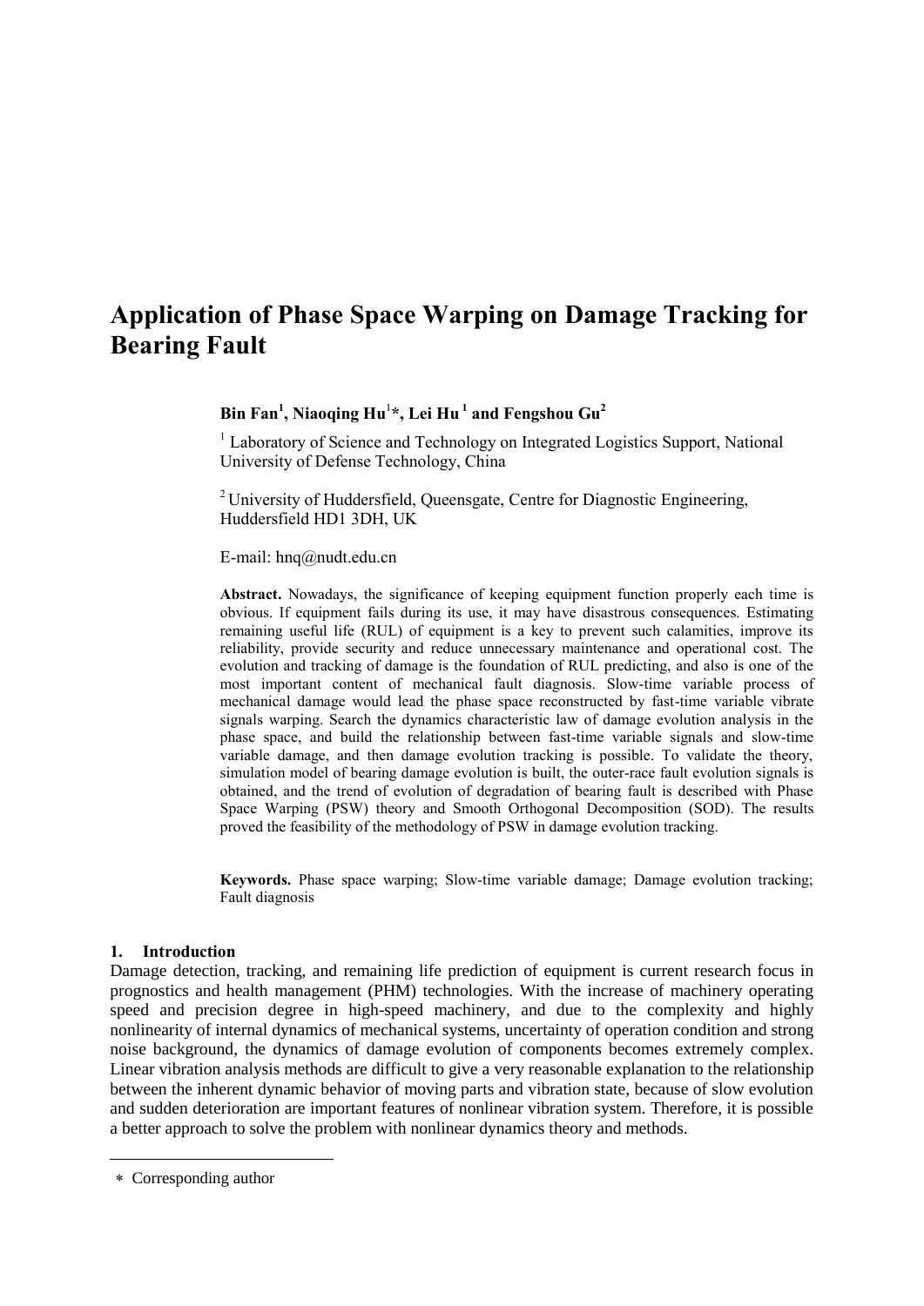# Application of Phase Space Warping on Damage Tracking for Bearing Fault

**Bin Fan[1], Niaoqing Hu[1]*, Lei Hu[1] and Fengshou Gu[2]**

[1] Laboratory of Science and Technology on Integrated Logistics Support, National University of Defense Technology, China

[2] University of Huddersfield, Queensgate, Centre for Diagnostic Engineering, Huddersfield HD1 3DH, UK

E-mail: hnq@nudt.edu.cn

**Abstract.** Nowadays, the significance of keeping equipment function properly each time is obvious. If equipment fails during its use, it may have disastrous consequences. Estimating remaining useful life (RUL) of equipment is a key to prevent such calamities, improve its reliability, provide security and reduce unnecessary maintenance and operational cost. The evolution and tracking of damage is the foundation of RUL predicting, and also is one of the most important content of mechanical fault diagnosis. Slow-time variable process of mechanical damage would lead the phase space reconstructed by fast-time variable vibrate signals warping. Search the dynamics characteristic law of damage evolution analysis in the phase space, and build the relationship between fast-time variable signals and slow-time variable damage, and then damage evolution tracking is possible. To validate the theory, simulation model of bearing damage evolution is built, the outer-race fault evolution signals is obtained, and the trend of evolution of degradation of bearing fault is described with Phase Space Warping (PSW) theory and Smooth Orthogonal Decomposition (SOD). The results proved the feasibility of the methodology of PSW in damage evolution tracking.

**Keywords.** Phase space warping; Slow-time variable damage; Damage evolution tracking; Fault diagnosis

## 1. Introduction

Damage detection, tracking, and remaining life prediction of equipment is current research focus in prognostics and health management (PHM) technologies. With the increase of machinery operating speed and precision degree in high-speed machinery, and due to the complexity and highly nonlinearity of internal dynamics of mechanical systems, uncertainty of operation condition and strong noise background, the dynamics of damage evolution of components becomes extremely complex. Linear vibration analysis methods are difficult to give a very reasonable explanation to the relationship between the inherent dynamic behavior of moving parts and vibration state, because of slow evolution and sudden deterioration are important features of nonlinear vibration system. Therefore, it is possible a better approach to solve the problem with nonlinear dynamics theory and methods.

* Corresponding author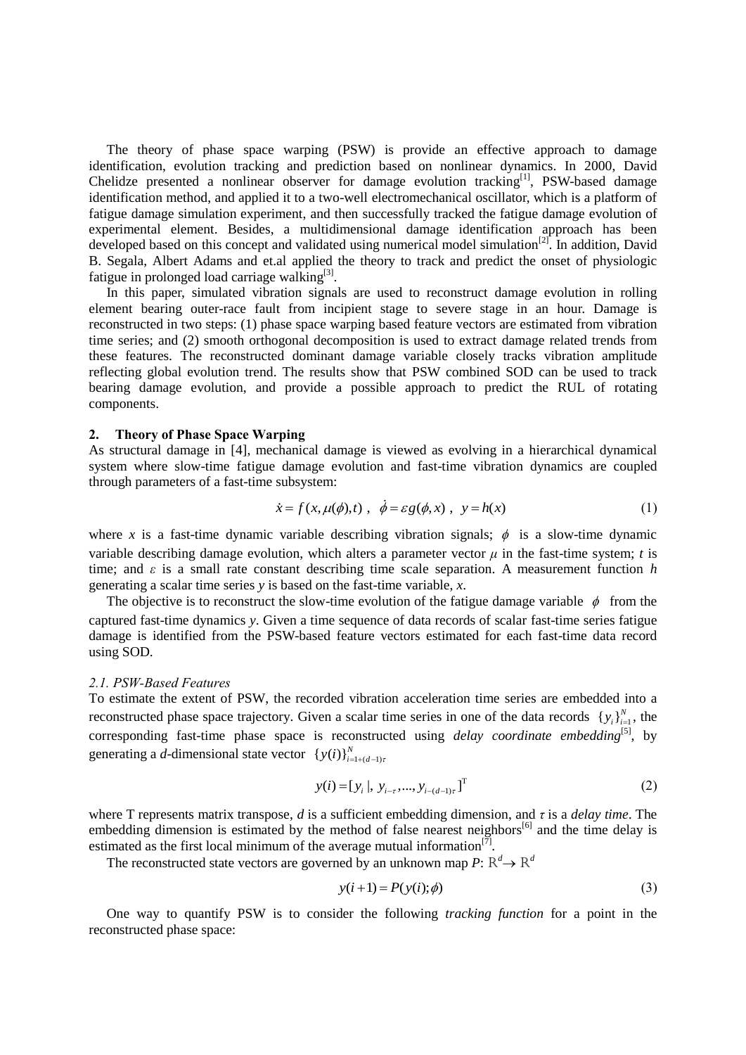The theory of phase space warping (PSW) is provide an effective approach to damage identification, evolution tracking and prediction based on nonlinear dynamics. In 2000, David Chelidze presented a nonlinear observer for damage evolution tracking[1], PSW-based damage identification method, and applied it to a two-well electromechanical oscillator, which is a platform of fatigue damage simulation experiment, and then successfully tracked the fatigue damage evolution of experimental element. Besides, a multidimensional damage identification approach has been developed based on this concept and validated using numerical model simulation[2]. In addition, David B. Segala, Albert Adams and et.al applied the theory to track and predict the onset of physiologic fatigue in prolonged load carriage walking[3].

In this paper, simulated vibration signals are used to reconstruct damage evolution in rolling element bearing outer-race fault from incipient stage to severe stage in an hour. Damage is reconstructed in two steps: (1) phase space warping based feature vectors are estimated from vibration time series; and (2) smooth orthogonal decomposition is used to extract damage related trends from these features. The reconstructed dominant damage variable closely tracks vibration amplitude reflecting global evolution trend. The results show that PSW combined SOD can be used to track bearing damage evolution, and provide a possible approach to predict the RUL of rotating components.

## 2. Theory of Phase Space Warping

As structural damage in [4], mechanical damage is viewed as evolving in a hierarchical dynamical system where slow-time fatigue damage evolution and fast-time vibration dynamics are coupled through parameters of a fast-time subsystem:

$$\dot{x} = f(x, \mu(\phi), t), \quad \dot{\phi} = \varepsilon g(\phi, x), \quad y = h(x) \tag{1}$$

where $x$ is a fast-time dynamic variable describing vibration signals; $\phi$ is a slow-time dynamic variable describing damage evolution, which alters a parameter vector $\mu$ in the fast-time system; $t$ is time; and $\varepsilon$ is a small rate constant describing time scale separation. A measurement function $h$ generating a scalar time series $y$ is based on the fast-time variable, $x$.

The objective is to reconstruct the slow-time evolution of the fatigue damage variable $\phi$ from the captured fast-time dynamics $y$. Given a time sequence of data records of scalar fast-time series fatigue damage is identified from the PSW-based feature vectors estimated for each fast-time data record using SOD.

### 2.1. PSW-Based Features

To estimate the extent of PSW, the recorded vibration acceleration time series are embedded into a reconstructed phase space trajectory. Given a scalar time series in one of the data records $\{y_i\}_{i=1}^{N}$, the corresponding fast-time phase space is reconstructed using *delay coordinate embedding*[5], by generating a *d*-dimensional state vector $\{y(i)\}_{i=1+(d-1)\tau}^{N}$

$$y(i) = [y_i \,|,\, y_{i-\tau}, \ldots, y_{i-(d-1)\tau}]^{\mathrm{T}} \tag{2}$$

where T represents matrix transpose, $d$ is a sufficient embedding dimension, and $\tau$ is a *delay time*. The embedding dimension is estimated by the method of false nearest neighbors[6] and the time delay is estimated as the first local minimum of the average mutual information[7].

The reconstructed state vectors are governed by an unknown map $P$: $\mathbb{R}^d \rightarrow \mathbb{R}^d$

$$y(i+1) = P(y(i); \phi) \tag{3}$$

One way to quantify PSW is to consider the following *tracking function* for a point in the reconstructed phase space: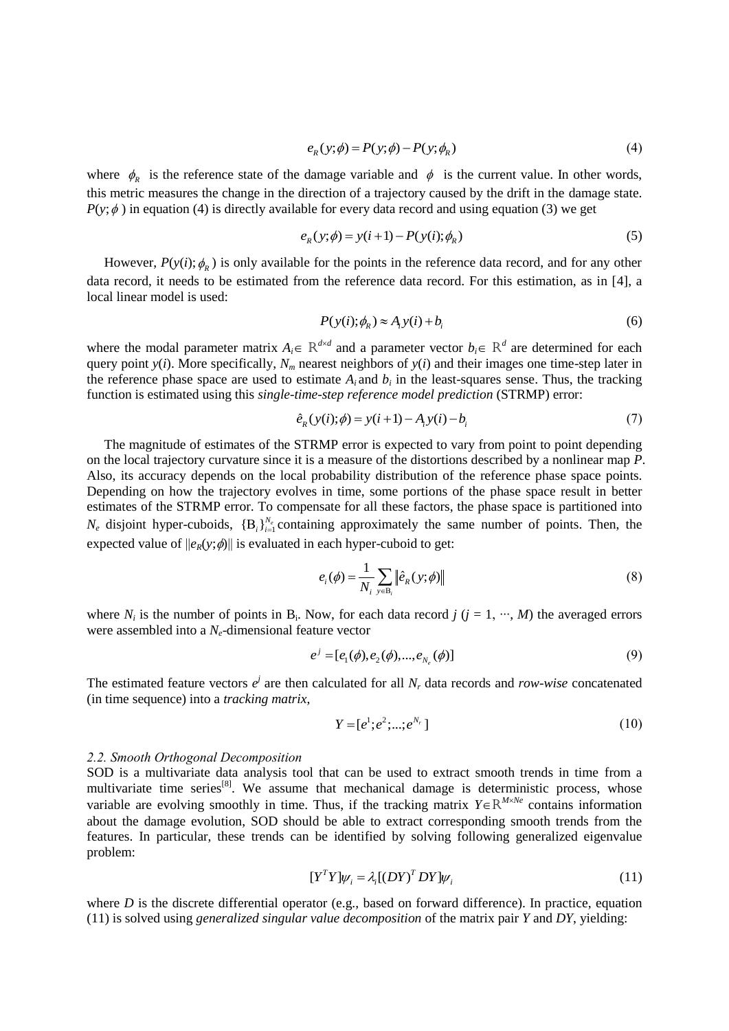$$e_R(y;\phi) = P(y;\phi) - P(y;\phi_R) \tag{4}$$

where $\phi_R$ is the reference state of the damage variable and $\phi$ is the current value. In other words, this metric measures the change in the direction of a trajectory caused by the drift in the damage state. $P(y;\phi)$ in equation (4) is directly available for every data record and using equation (3) we get

$$e_R(y;\phi) = y(i+1) - P(y(i);\phi_R) \tag{5}$$

However, $P(y(i);\phi_R)$ is only available for the points in the reference data record, and for any other data record, it needs to be estimated from the reference data record. For this estimation, as in [4], a local linear model is used:

$$P(y(i);\phi_R) \approx A_i y(i) + b_i \tag{6}$$

where the modal parameter matrix $A_i \in \mathbb{R}^{d\times d}$ and a parameter vector $b_i \in \mathbb{R}^d$ are determined for each query point $y(i)$. More specifically, $N_m$ nearest neighbors of $y(i)$ and their images one time-step later in the reference phase space are used to estimate $A_i$ and $b_i$ in the least-squares sense. Thus, the tracking function is estimated using this *single-time-step reference model prediction* (STRMP) error:

$$\hat{e}_R(y(i);\phi) = y(i+1) - A_i y(i) - b_i \tag{7}$$

The magnitude of estimates of the STRMP error is expected to vary from point to point depending on the local trajectory curvature since it is a measure of the distortions described by a nonlinear map $P$. Also, its accuracy depends on the local probability distribution of the reference phase space points. Depending on how the trajectory evolves in time, some portions of the phase space result in better estimates of the STRMP error. To compensate for all these factors, the phase space is partitioned into $N_e$ disjoint hyper-cuboids, $\{\mathrm{B}_i\}_{i=1}^{N_e}$ containing approximately the same number of points. Then, the expected value of $\|e_R(y;\phi)\|$ is evaluated in each hyper-cuboid to get:

$$e_i(\phi) = \frac{1}{N_i} \sum_{y \in \mathrm{B}_i} \left\| \hat{e}_R(y;\phi) \right\| \tag{8}$$

where $N_i$ is the number of points in $\mathrm{B}_i$. Now, for each data record $j$ ($j = 1, \cdots, M$) the averaged errors were assembled into a $N_e$-dimensional feature vector

$$e^j = [e_1(\phi), e_2(\phi), ..., e_{N_e}(\phi)] \tag{9}$$

The estimated feature vectors $e^j$ are then calculated for all $N_r$ data records and *row-wise* concatenated (in time sequence) into a *tracking matrix*,

$$Y = [e^1; e^2; ...; e^{N_r}] \tag{10}$$

### *2.2. Smooth Orthogonal Decomposition*

SOD is a multivariate data analysis tool that can be used to extract smooth trends in time from a multivariate time series[8]. We assume that mechanical damage is deterministic process, whose variable are evolving smoothly in time. Thus, if the tracking matrix $Y \in \mathbb{R}^{M\times Ne}$ contains information about the damage evolution, SOD should be able to extract corresponding smooth trends from the features. In particular, these trends can be identified by solving following generalized eigenvalue problem:

$$[Y^T Y]\psi_i = \lambda_i [(DY)^T DY]\psi_i \tag{11}$$

where $D$ is the discrete differential operator (e.g., based on forward difference). In practice, equation (11) is solved using *generalized singular value decomposition* of the matrix pair $Y$ and $DY$, yielding: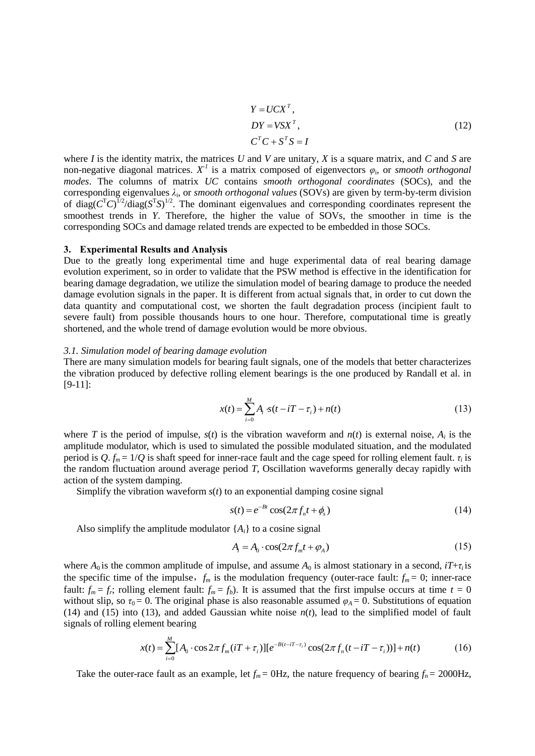$$
\begin{aligned}
&Y = UCX^T, \\
&DY = VSX^T, \\
&C^T C + S^T S = I
\end{aligned}
\tag{12}
$$

where $I$ is the identity matrix, the matrices $U$ and $V$ are unitary, $X$ is a square matrix, and $C$ and $S$ are non-negative diagonal matrices. $X^{-1}$ is a matrix composed of eigenvectors $\varphi_i$, or *smooth orthogonal modes*. The columns of matrix $UC$ contains *smooth orthogonal coordinates* (SOCs), and the corresponding eigenvalues $\lambda_i$, or *smooth orthogonal values* (SOVs) are given by term-by-term division of $\mathrm{diag}(C^TC)^{1/2}/\mathrm{diag}(S^TS)^{1/2}$. The dominant eigenvalues and corresponding coordinates represent the smoothest trends in $Y$. Therefore, the higher the value of SOVs, the smoother in time is the corresponding SOCs and damage related trends are expected to be embedded in those SOCs.

## 3. Experimental Results and Analysis

Due to the greatly long experimental time and huge experimental data of real bearing damage evolution experiment, so in order to validate that the PSW method is effective in the identification for bearing damage degradation, we utilize the simulation model of bearing damage to produce the needed damage evolution signals in the paper. It is different from actual signals that, in order to cut down the data quantity and computational cost, we shorten the fault degradation process (incipient fault to severe fault) from possible thousands hours to one hour. Therefore, computational time is greatly shortened, and the whole trend of damage evolution would be more obvious.

### *3.1. Simulation model of bearing damage evolution*

There are many simulation models for bearing fault signals, one of the models that better characterizes the vibration produced by defective rolling element bearings is the one produced by Randall et al. in [9-11]:

$$
x(t) = \sum_{i=0}^{M} A_i \cdot s(t - iT - \tau_i) + n(t) \tag{13}
$$

where $T$ is the period of impulse, $s(t)$ is the vibration waveform and $n(t)$ is external noise, $A_i$ is the amplitude modulator, which is used to simulated the possible modulated situation, and the modulated period is $Q$. $f_m = 1/Q$ is shaft speed for inner-race fault and the cage speed for rolling element fault. $\tau_i$ is the random fluctuation around average period $T$, Oscillation waveforms generally decay rapidly with action of the system damping.

Simplify the vibration waveform $s(t)$ to an exponential damping cosine signal

$$
s(t) = e^{-Bt}\cos(2\pi f_n t + \phi_s) \tag{14}
$$

Also simplify the amplitude modulator $\{A_i\}$ to a cosine signal

$$
A_i = A_0 \cdot \cos(2\pi f_m t + \varphi_A) \tag{15}
$$

where $A_0$ is the common amplitude of impulse, and assume $A_0$ is almost stationary in a second, $iT$+$\tau_i$ is the specific time of the impulse, $f_m$ is the modulation frequency (outer-race fault: $f_m = 0$; inner-race fault: $f_m = f_r$; rolling element fault: $f_m = f_b$). It is assumed that the first impulse occurs at time $t = 0$ without slip, so $\tau_0 = 0$. The original phase is also reasonable assumed $\varphi_A = 0$. Substitutions of equation (14) and (15) into (13), and added Gaussian white noise $n(t)$, lead to the simplified model of fault signals of rolling element bearing

$$
x(t) = \sum_{i=0}^{M} [A_0 \cdot \cos 2\pi f_m (iT + \tau_i)][e^{-B(t - iT - \tau_i)}\cos(2\pi f_n (t - iT - \tau_i))] + n(t) \tag{16}
$$

Take the outer-race fault as an example, let $f_m = 0$Hz, the nature frequency of bearing $f_n = 2000$Hz,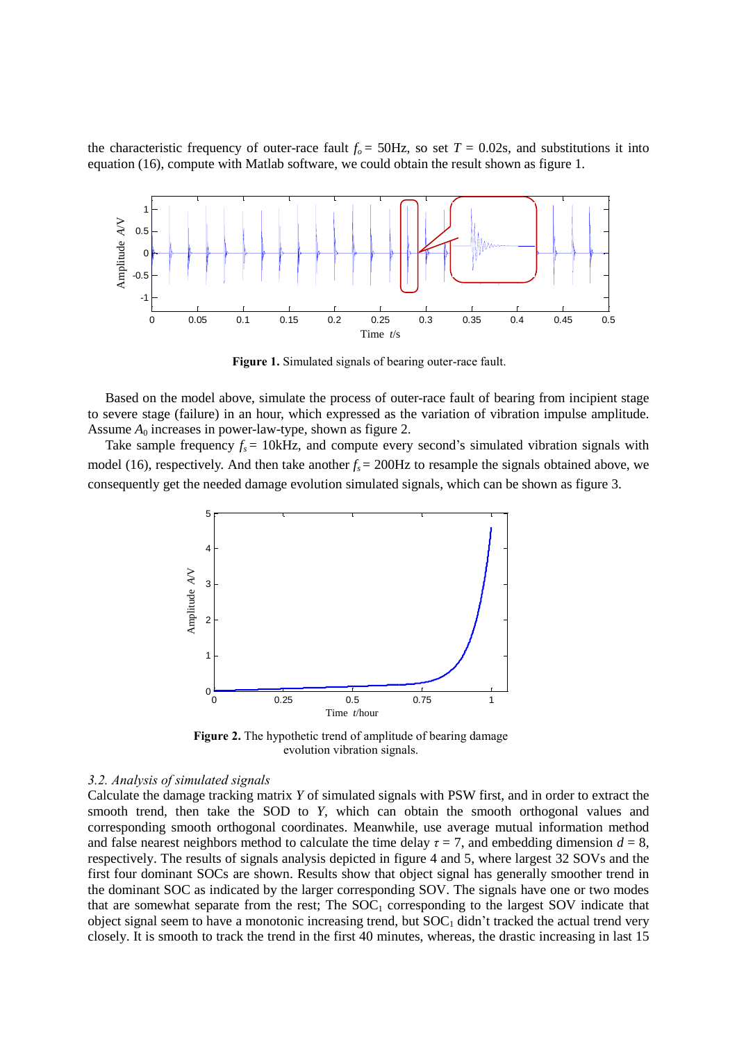the characteristic frequency of outer-race fault $f_o$ = 50Hz, so set $T$ = 0.02s, and substitutions it into equation (16), compute with Matlab software, we could obtain the result shown as figure 1.

**Figure 1.** Simulated signals of bearing outer-race fault.

Based on the model above, simulate the process of outer-race fault of bearing from incipient stage to severe stage (failure) in an hour, which expressed as the variation of vibration impulse amplitude. Assume $A_0$ increases in power-law-type, shown as figure 2.

Take sample frequency $f_s$ = 10kHz, and compute every second's simulated vibration signals with model (16), respectively. And then take another $f_s$ = 200Hz to resample the signals obtained above, we consequently get the needed damage evolution simulated signals, which can be shown as figure 3.

**Figure 2.** The hypothetic trend of amplitude of bearing damage evolution vibration signals.

### *3.2. Analysis of simulated signals*

Calculate the damage tracking matrix $Y$ of simulated signals with PSW first, and in order to extract the smooth trend, then take the SOD to $Y$, which can obtain the smooth orthogonal values and corresponding smooth orthogonal coordinates. Meanwhile, use average mutual information method and false nearest neighbors method to calculate the time delay $\tau$ = 7, and embedding dimension $d$ = 8, respectively. The results of signals analysis depicted in figure 4 and 5, where largest 32 SOVs and the first four dominant SOCs are shown. Results show that object signal has generally smoother trend in the dominant SOC as indicated by the larger corresponding SOV. The signals have one or two modes that are somewhat separate from the rest; The $\text{SOC}_1$ corresponding to the largest SOV indicate that object signal seem to have a monotonic increasing trend, but $\text{SOC}_1$ didn't tracked the actual trend very closely. It is smooth to track the trend in the first 40 minutes, whereas, the drastic increasing in last 15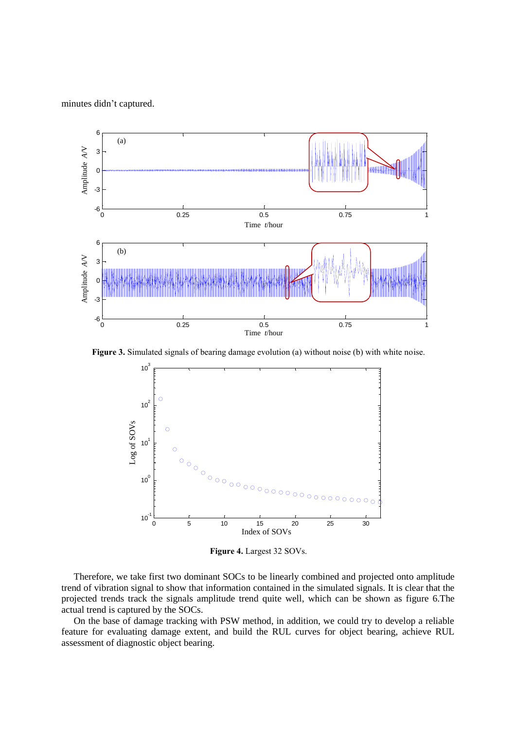minutes didn't captured.

**Figure 3.** Simulated signals of bearing damage evolution (a) without noise (b) with white noise.

**Figure 4.** Largest 32 SOVs.

Therefore, we take first two dominant SOCs to be linearly combined and projected onto amplitude trend of vibration signal to show that information contained in the simulated signals. It is clear that the projected trends track the signals amplitude trend quite well, which can be shown as figure 6.The actual trend is captured by the SOCs.

On the base of damage tracking with PSW method, in addition, we could try to develop a reliable feature for evaluating damage extent, and build the RUL curves for object bearing, achieve RUL assessment of diagnostic object bearing.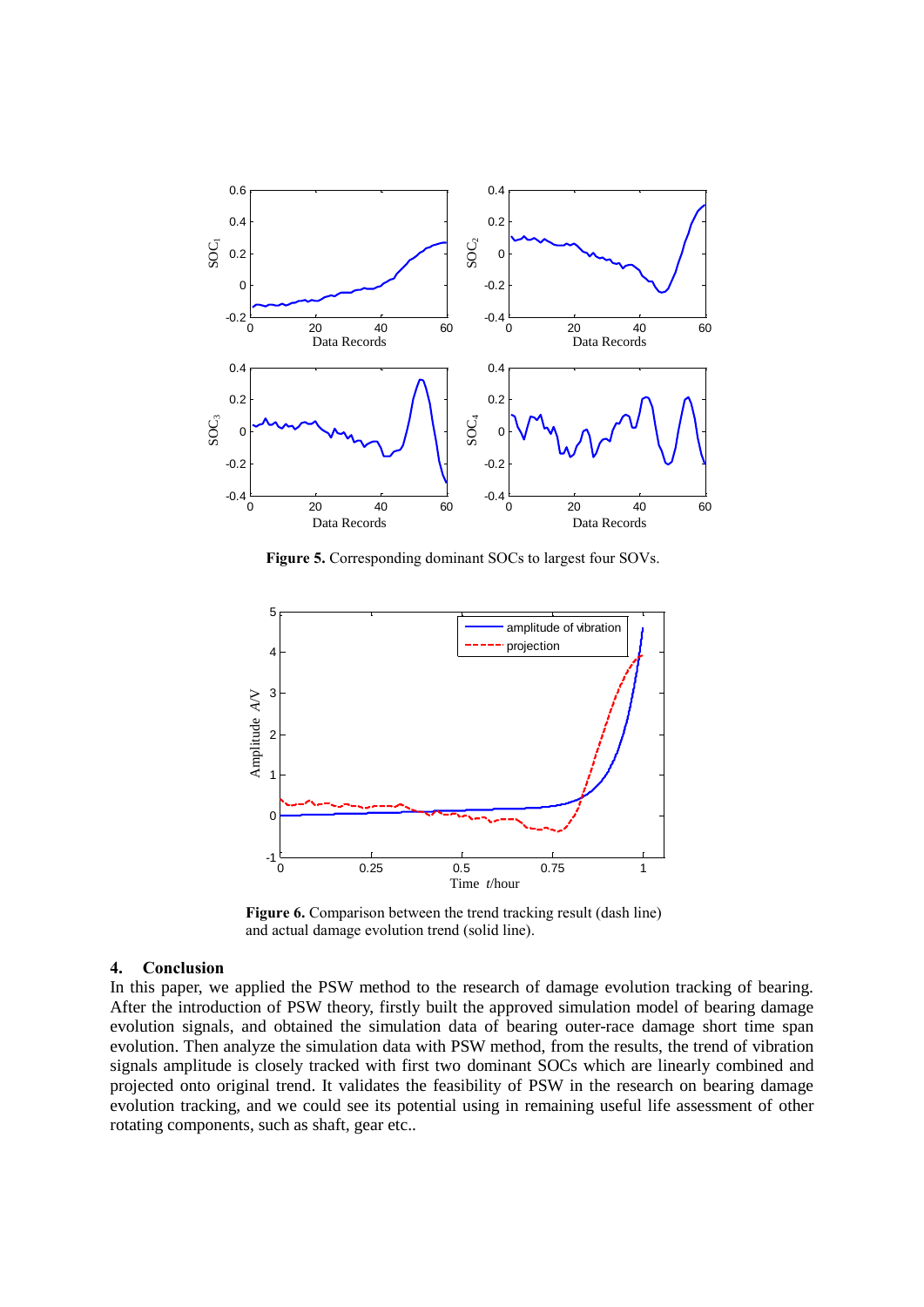**Figure 5.** Corresponding dominant SOCs to largest four SOVs.

**Figure 6.** Comparison between the trend tracking result (dash line) and actual damage evolution trend (solid line).

## 4. Conclusion

In this paper, we applied the PSW method to the research of damage evolution tracking of bearing. After the introduction of PSW theory, firstly built the approved simulation model of bearing damage evolution signals, and obtained the simulation data of bearing outer-race damage short time span evolution. Then analyze the simulation data with PSW method, from the results, the trend of vibration signals amplitude is closely tracked with first two dominant SOCs which are linearly combined and projected onto original trend. It validates the feasibility of PSW in the research on bearing damage evolution tracking, and we could see its potential using in remaining useful life assessment of other rotating components, such as shaft, gear etc..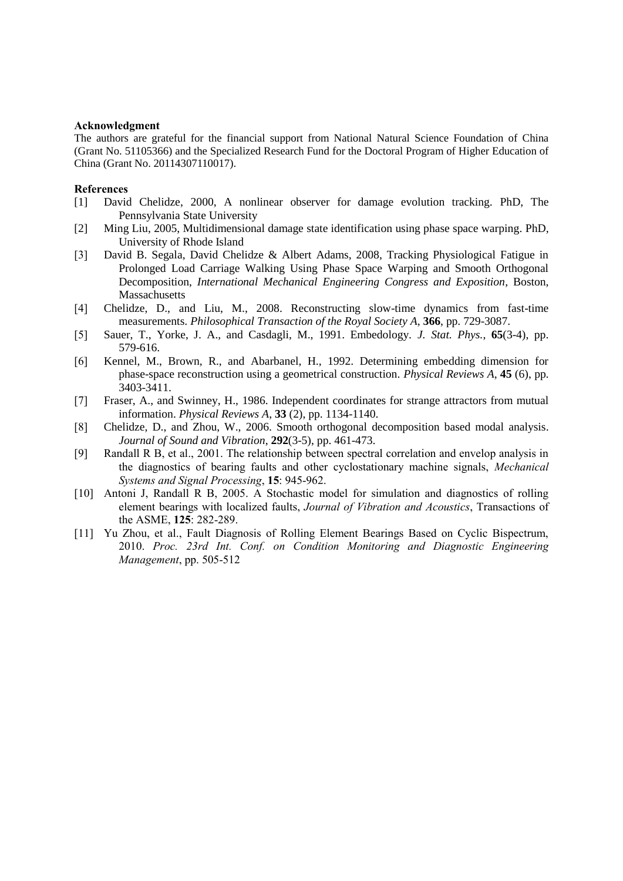**Acknowledgment**

The authors are grateful for the financial support from National Natural Science Foundation of China (Grant No. 51105366) and the Specialized Research Fund for the Doctoral Program of Higher Education of China (Grant No. 20114307110017).

**References**

[1] David Chelidze, 2000, A nonlinear observer for damage evolution tracking. PhD, The Pennsylvania State University

[2] Ming Liu, 2005, Multidimensional damage state identification using phase space warping. PhD, University of Rhode Island

[3] David B. Segala, David Chelidze & Albert Adams, 2008, Tracking Physiological Fatigue in Prolonged Load Carriage Walking Using Phase Space Warping and Smooth Orthogonal Decomposition, *International Mechanical Engineering Congress and Exposition*, Boston, Massachusetts

[4] Chelidze, D., and Liu, M., 2008. Reconstructing slow-time dynamics from fast-time measurements. *Philosophical Transaction of the Royal Society A*, **366**, pp. 729-3087.

[5] Sauer, T., Yorke, J. A., and Casdagli, M., 1991. Embedology. *J. Stat. Phys.*, **65**(3-4), pp. 579-616.

[6] Kennel, M., Brown, R., and Abarbanel, H., 1992. Determining embedding dimension for phase-space reconstruction using a geometrical construction. *Physical Reviews A*, **45** (6), pp. 3403-3411.

[7] Fraser, A., and Swinney, H., 1986. Independent coordinates for strange attractors from mutual information. *Physical Reviews A*, **33** (2), pp. 1134-1140.

[8] Chelidze, D., and Zhou, W., 2006. Smooth orthogonal decomposition based modal analysis. *Journal of Sound and Vibration*, **292**(3-5), pp. 461-473.

[9] Randall R B, et al., 2001. The relationship between spectral correlation and envelop analysis in the diagnostics of bearing faults and other cyclostationary machine signals, *Mechanical Systems and Signal Processing*, **15**: 945-962.

[10] Antoni J, Randall R B, 2005. A Stochastic model for simulation and diagnostics of rolling element bearings with localized faults, *Journal of Vibration and Acoustics*, Transactions of the ASME, **125**: 282-289.

[11] Yu Zhou, et al., Fault Diagnosis of Rolling Element Bearings Based on Cyclic Bispectrum, 2010. *Proc. 23rd Int. Conf. on Condition Monitoring and Diagnostic Engineering Management*, pp. 505-512